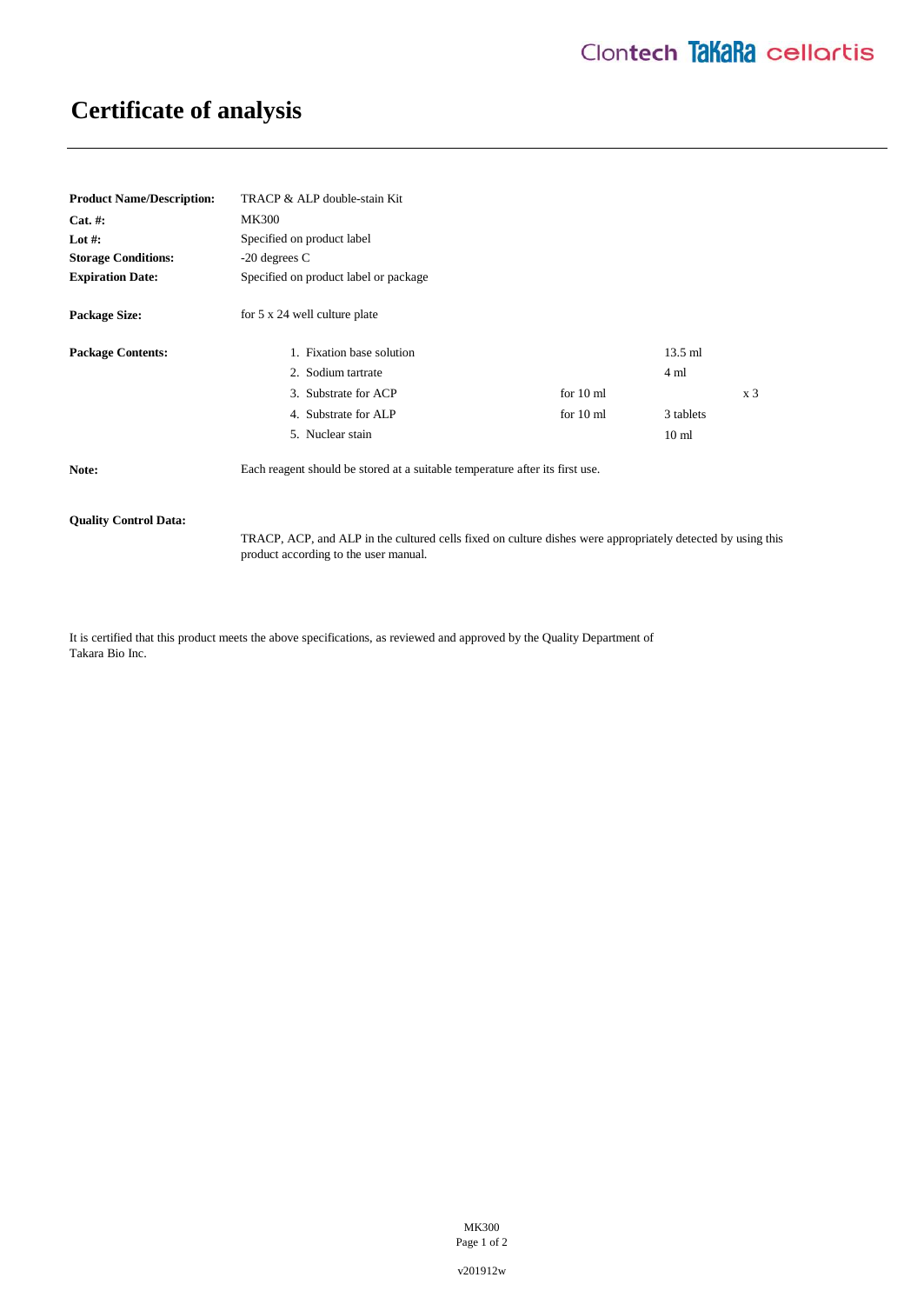# Certificate of analysis

**Product Name/Description:** TRACP & ALP double-stain Kit
**Cat. #:** MK300
**Lot #:** Specified on product label
**Storage Conditions:** -20 degrees C
**Expiration Date:** Specified on product label or package

**Package Size:** for 5 x 24 well culture plate

**Package Contents:**

| | | | |
|---|---|---|---|
| 1. Fixation base solution | | 13.5 ml | |
| 2. Sodium tartrate | | 4 ml | |
| 3. Substrate for ACP | for 10 ml | | x 3 |
| 4. Substrate for ALP | for 10 ml | 3 tablets | |
| 5. Nuclear stain | | 10 ml | |

**Note:** Each reagent should be stored at a suitable temperature after its first use.

**Quality Control Data:**

TRACP, ACP, and ALP in the cultured cells fixed on culture dishes were appropriately detected by using this product according to the user manual.

It is certified that this product meets the above specifications, as reviewed and approved by the Quality Department of Takara Bio Inc.

v201912w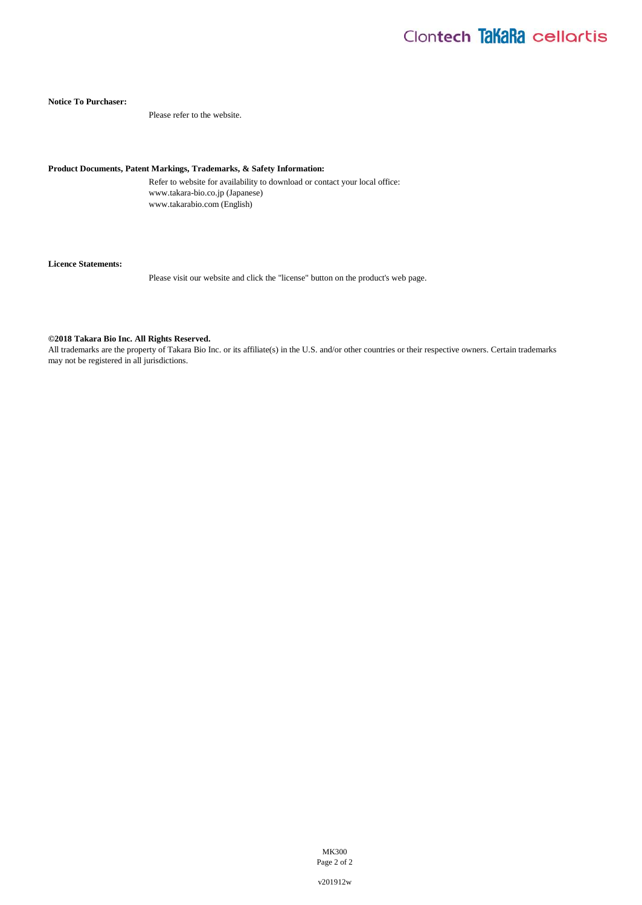**Notice To Purchaser:**

Please refer to the website.

**Product Documents, Patent Markings, Trademarks, & Safety Information:**

Refer to website for availability to download or contact your local office:
www.takara-bio.co.jp (Japanese)
www.takarabio.com (English)

**Licence Statements:**

Please visit our website and click the "license" button on the product's web page.

**©2018 Takara Bio Inc. All Rights Reserved.**
All trademarks are the property of Takara Bio Inc. or its affiliate(s) in the U.S. and/or other countries or their respective owners. Certain trademarks may not be registered in all jurisdictions.